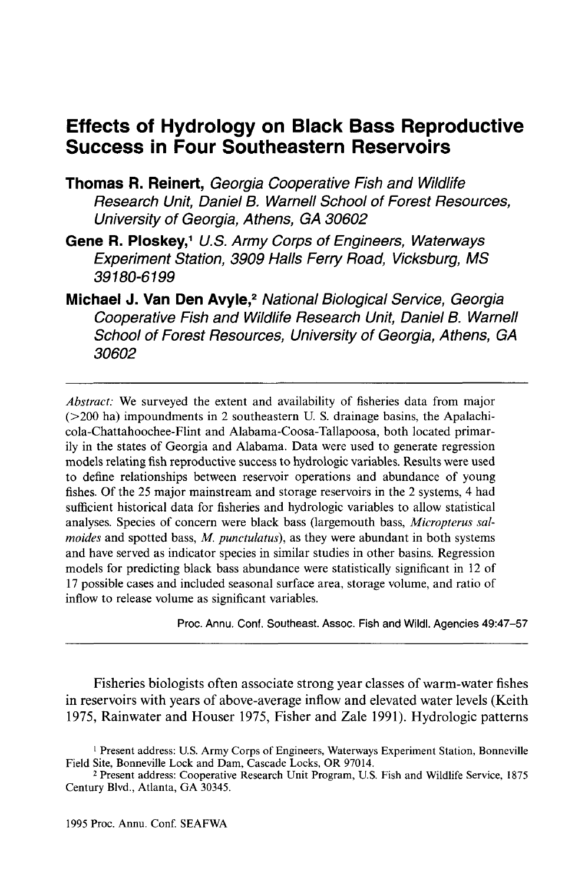# Effects of Hydrology on Black Bass Reproductive Success in Four Southeastern Reservoirs

**Thomas R. Reinert,** *Georgia Cooperative Fish and Wildlife Research Unit, Daniel B. Warnell School of Forest Resources, University of Georgia, Athens, GA 30602*

**Gene R. Ploskey,**[1] *U.S. Army Corps of Engineers, Waterways Experiment Station, 3909 Halls Ferry Road, Vicksburg, MS 39180-6199*

**Michael J. Van Den Avyle,**[2] *National Biological Service, Georgia Cooperative Fish and Wildlife Research Unit, Daniel B. Warnell School of Forest Resources, University of Georgia, Athens, GA 30602*

---

*Abstract:* We surveyed the extent and availability of fisheries data from major (>200 ha) impoundments in 2 southeastern U. S. drainage basins, the Apalachicola-Chattahoochee-Flint and Alabama-Coosa-Tallapoosa, both located primarily in the states of Georgia and Alabama. Data were used to generate regression models relating fish reproductive success to hydrologic variables. Results were used to define relationships between reservoir operations and abundance of young fishes. Of the 25 major mainstream and storage reservoirs in the 2 systems, 4 had sufficient historical data for fisheries and hydrologic variables to allow statistical analyses. Species of concern were black bass (largemouth bass, *Micropterus salmoides* and spotted bass, *M. punctulatus*), as they were abundant in both systems and have served as indicator species in similar studies in other basins. Regression models for predicting black bass abundance were statistically significant in 12 of 17 possible cases and included seasonal surface area, storage volume, and ratio of inflow to release volume as significant variables.

Proc. Annu. Conf. Southeast. Assoc. Fish and Wildl. Agencies 49:47–57

---

Fisheries biologists often associate strong year classes of warm-water fishes in reservoirs with years of above-average inflow and elevated water levels (Keith 1975, Rainwater and Houser 1975, Fisher and Zale 1991). Hydrologic patterns

[1] Present address: U.S. Army Corps of Engineers, Waterways Experiment Station, Bonneville Field Site, Bonneville Lock and Dam, Cascade Locks, OR 97014.

[2] Present address: Cooperative Research Unit Program, U.S. Fish and Wildlife Service, 1875 Century Blvd., Atlanta, GA 30345.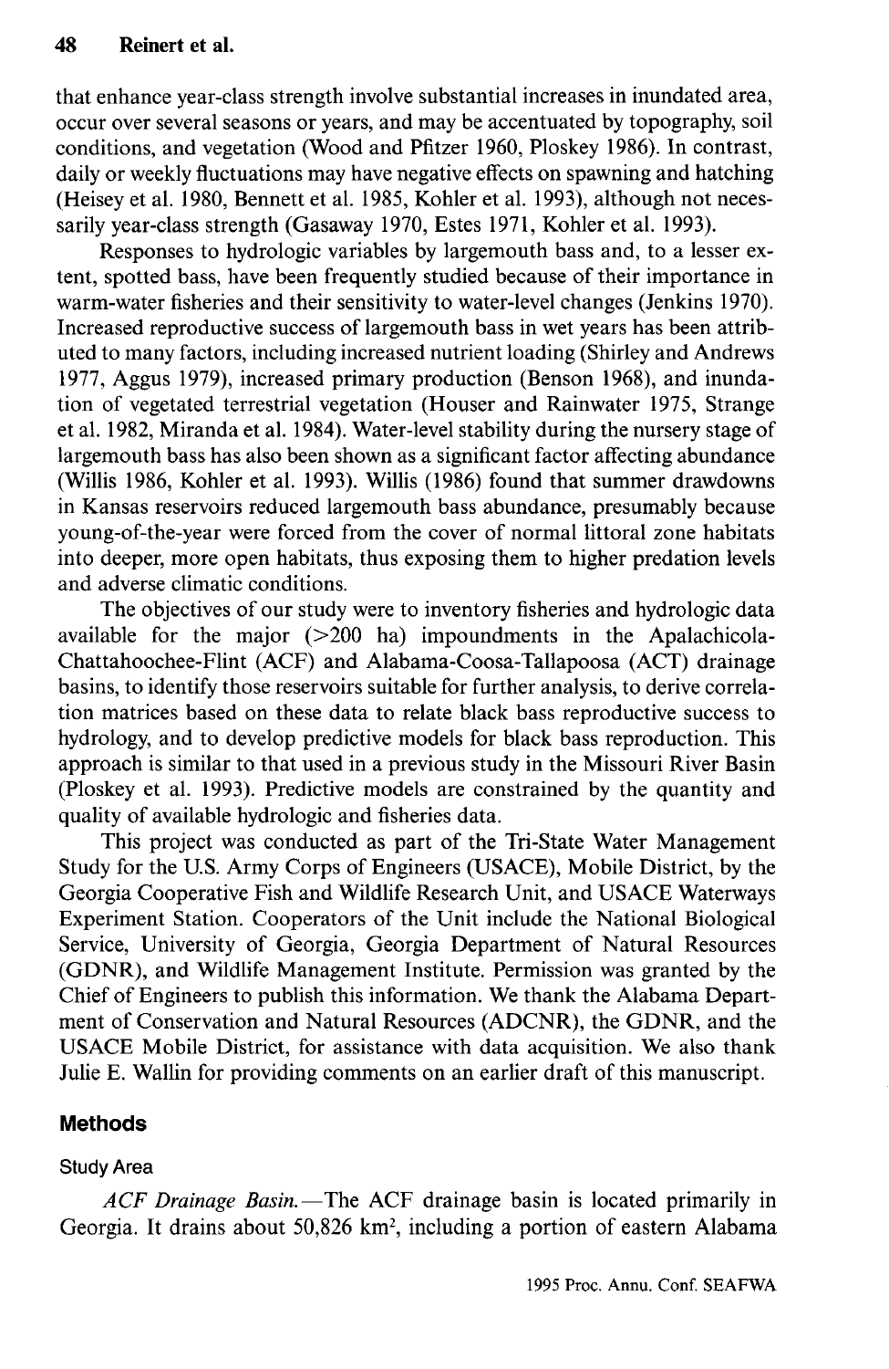that enhance year-class strength involve substantial increases in inundated area, occur over several seasons or years, and may be accentuated by topography, soil conditions, and vegetation (Wood and Pfitzer 1960, Ploskey 1986). In contrast, daily or weekly fluctuations may have negative effects on spawning and hatching (Heisey et al. 1980, Bennett et al. 1985, Kohler et al. 1993), although not necessarily year-class strength (Gasaway 1970, Estes 1971, Kohler et al. 1993).

Responses to hydrologic variables by largemouth bass and, to a lesser extent, spotted bass, have been frequently studied because of their importance in warm-water fisheries and their sensitivity to water-level changes (Jenkins 1970). Increased reproductive success of largemouth bass in wet years has been attributed to many factors, including increased nutrient loading (Shirley and Andrews 1977, Aggus 1979), increased primary production (Benson 1968), and inundation of vegetated terrestrial vegetation (Houser and Rainwater 1975, Strange et al. 1982, Miranda et al. 1984). Water-level stability during the nursery stage of largemouth bass has also been shown as a significant factor affecting abundance (Willis 1986, Kohler et al. 1993). Willis (1986) found that summer drawdowns in Kansas reservoirs reduced largemouth bass abundance, presumably because young-of-the-year were forced from the cover of normal littoral zone habitats into deeper, more open habitats, thus exposing them to higher predation levels and adverse climatic conditions.

The objectives of our study were to inventory fisheries and hydrologic data available for the major (>200 ha) impoundments in the Apalachicola-Chattahoochee-Flint (ACF) and Alabama-Coosa-Tallapoosa (ACT) drainage basins, to identify those reservoirs suitable for further analysis, to derive correlation matrices based on these data to relate black bass reproductive success to hydrology, and to develop predictive models for black bass reproduction. This approach is similar to that used in a previous study in the Missouri River Basin (Ploskey et al. 1993). Predictive models are constrained by the quantity and quality of available hydrologic and fisheries data.

This project was conducted as part of the Tri-State Water Management Study for the U.S. Army Corps of Engineers (USACE), Mobile District, by the Georgia Cooperative Fish and Wildlife Research Unit, and USACE Waterways Experiment Station. Cooperators of the Unit include the National Biological Service, University of Georgia, Georgia Department of Natural Resources (GDNR), and Wildlife Management Institute. Permission was granted by the Chief of Engineers to publish this information. We thank the Alabama Department of Conservation and Natural Resources (ADCNR), the GDNR, and the USACE Mobile District, for assistance with data acquisition. We also thank Julie E. Wallin for providing comments on an earlier draft of this manuscript.

## Methods

### Study Area

*ACF Drainage Basin.*—The ACF drainage basin is located primarily in Georgia. It drains about 50,826 km$^2$, including a portion of eastern Alabama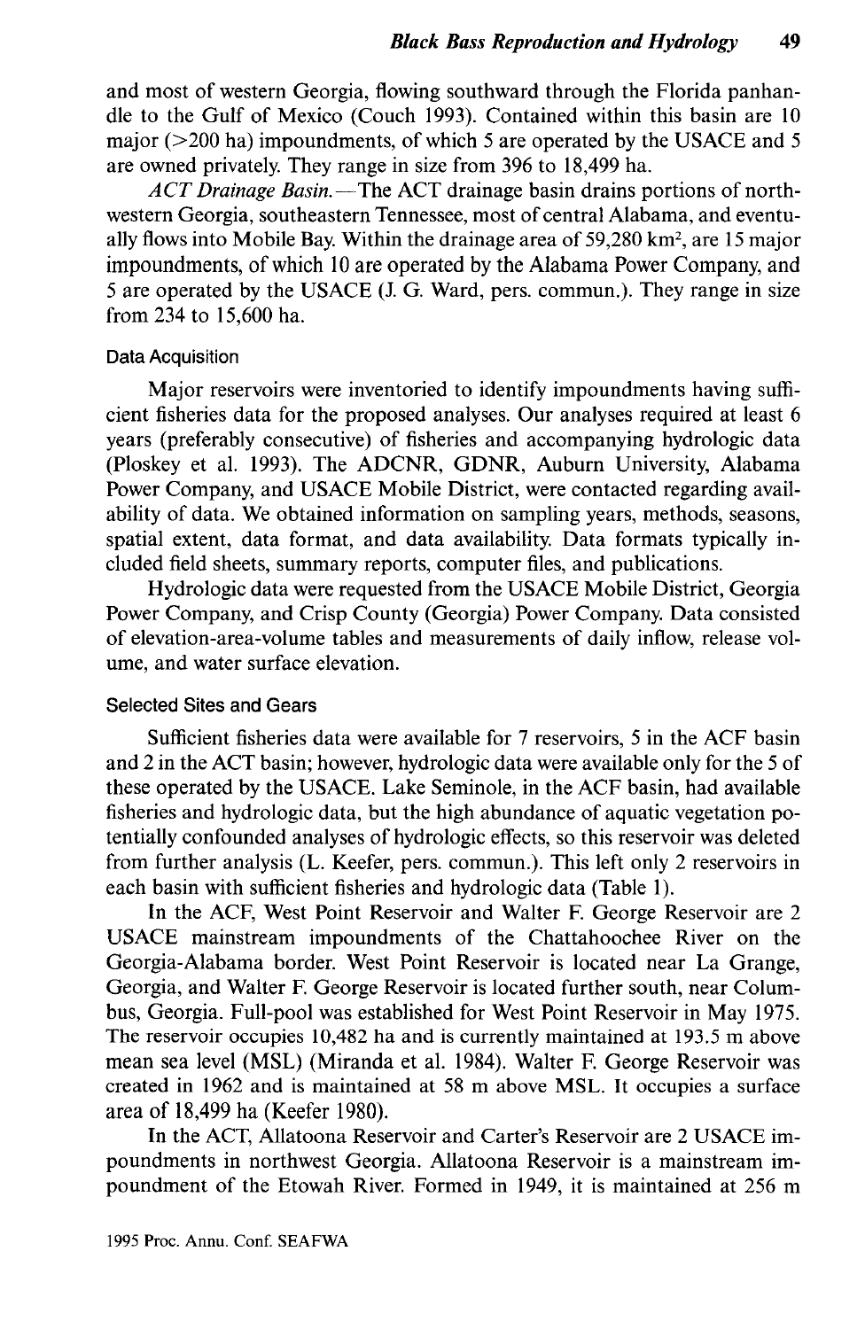and most of western Georgia, flowing southward through the Florida panhandle to the Gulf of Mexico (Couch 1993). Contained within this basin are 10 major (>200 ha) impoundments, of which 5 are operated by the USACE and 5 are owned privately. They range in size from 396 to 18,499 ha.

*ACT Drainage Basin.*—The ACT drainage basin drains portions of northwestern Georgia, southeastern Tennessee, most of central Alabama, and eventually flows into Mobile Bay. Within the drainage area of 59,280 km$^2$, are 15 major impoundments, of which 10 are operated by the Alabama Power Company, and 5 are operated by the USACE (J. G. Ward, pers. commun.). They range in size from 234 to 15,600 ha.

### Data Acquisition

Major reservoirs were inventoried to identify impoundments having sufficient fisheries data for the proposed analyses. Our analyses required at least 6 years (preferably consecutive) of fisheries and accompanying hydrologic data (Ploskey et al. 1993). The ADCNR, GDNR, Auburn University, Alabama Power Company, and USACE Mobile District, were contacted regarding availability of data. We obtained information on sampling years, methods, seasons, spatial extent, data format, and data availability. Data formats typically included field sheets, summary reports, computer files, and publications.

Hydrologic data were requested from the USACE Mobile District, Georgia Power Company, and Crisp County (Georgia) Power Company. Data consisted of elevation-area-volume tables and measurements of daily inflow, release volume, and water surface elevation.

### Selected Sites and Gears

Sufficient fisheries data were available for 7 reservoirs, 5 in the ACF basin and 2 in the ACT basin; however, hydrologic data were available only for the 5 of these operated by the USACE. Lake Seminole, in the ACF basin, had available fisheries and hydrologic data, but the high abundance of aquatic vegetation potentially confounded analyses of hydrologic effects, so this reservoir was deleted from further analysis (L. Keefer, pers. commun.). This left only 2 reservoirs in each basin with sufficient fisheries and hydrologic data (Table 1).

In the ACF, West Point Reservoir and Walter F. George Reservoir are 2 USACE mainstream impoundments of the Chattahoochee River on the Georgia-Alabama border. West Point Reservoir is located near La Grange, Georgia, and Walter F. George Reservoir is located further south, near Columbus, Georgia. Full-pool was established for West Point Reservoir in May 1975. The reservoir occupies 10,482 ha and is currently maintained at 193.5 m above mean sea level (MSL) (Miranda et al. 1984). Walter F. George Reservoir was created in 1962 and is maintained at 58 m above MSL. It occupies a surface area of 18,499 ha (Keefer 1980).

In the ACT, Allatoona Reservoir and Carter's Reservoir are 2 USACE impoundments in northwest Georgia. Allatoona Reservoir is a mainstream impoundment of the Etowah River. Formed in 1949, it is maintained at 256 m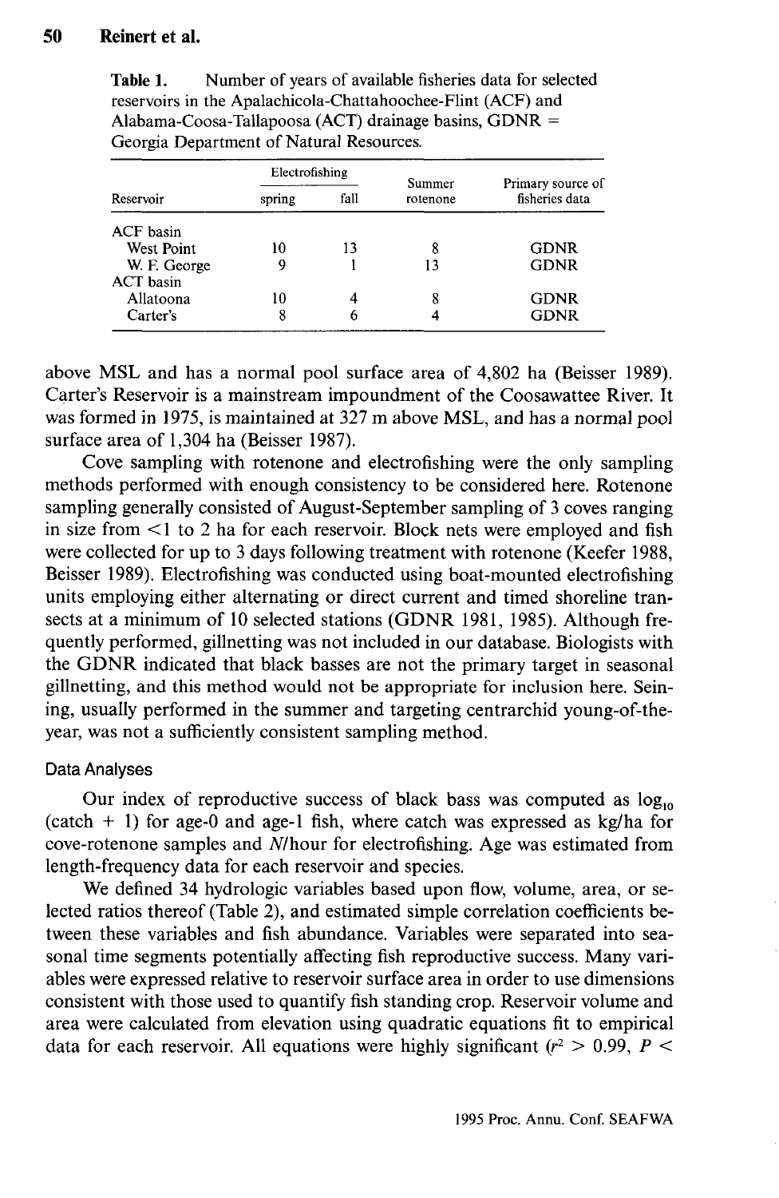**Table 1.** Number of years of available fisheries data for selected reservoirs in the Apalachicola-Chattahoochee-Flint (ACF) and Alabama-Coosa-Tallapoosa (ACT) drainage basins, GDNR = Georgia Department of Natural Resources.

| Reservoir | Electrofishing | | Summer rotenone | Primary source of fisheries data |
|---|---|---|---|---|
| | spring | fall | | |
| ACF basin | | | | |
| West Point | 10 | 13 | 8 | GDNR |
| W. F. George | 9 | 1 | 13 | GDNR |
| ACT basin | | | | |
| Allatoona | 10 | 4 | 8 | GDNR |
| Carter's | 8 | 6 | 4 | GDNR |

above MSL and has a normal pool surface area of 4,802 ha (Beisser 1989). Carter's Reservoir is a mainstream impoundment of the Coosawattee River. It was formed in 1975, is maintained at 327 m above MSL, and has a normal pool surface area of 1,304 ha (Beisser 1987).

Cove sampling with rotenone and electrofishing were the only sampling methods performed with enough consistency to be considered here. Rotenone sampling generally consisted of August-September sampling of 3 coves ranging in size from <1 to 2 ha for each reservoir. Block nets were employed and fish were collected for up to 3 days following treatment with rotenone (Keefer 1988, Beisser 1989). Electrofishing was conducted using boat-mounted electrofishing units employing either alternating or direct current and timed shoreline transects at a minimum of 10 selected stations (GDNR 1981, 1985). Although frequently performed, gillnetting was not included in our database. Biologists with the GDNR indicated that black basses are not the primary target in seasonal gillnetting, and this method would not be appropriate for inclusion here. Seining, usually performed in the summer and targeting centrarchid young-of-the-year, was not a sufficiently consistent sampling method.

### Data Analyses

Our index of reproductive success of black bass was computed as $\log_{10}$ (catch + 1) for age-0 and age-1 fish, where catch was expressed as kg/ha for cove-rotenone samples and *N*/hour for electrofishing. Age was estimated from length-frequency data for each reservoir and species.

We defined 34 hydrologic variables based upon flow, volume, area, or selected ratios thereof (Table 2), and estimated simple correlation coefficients between these variables and fish abundance. Variables were separated into seasonal time segments potentially affecting fish reproductive success. Many variables were expressed relative to reservoir surface area in order to use dimensions consistent with those used to quantify fish standing crop. Reservoir volume and area were calculated from elevation using quadratic equations fit to empirical data for each reservoir. All equations were highly significant ($r^2 > 0.99$, $P <$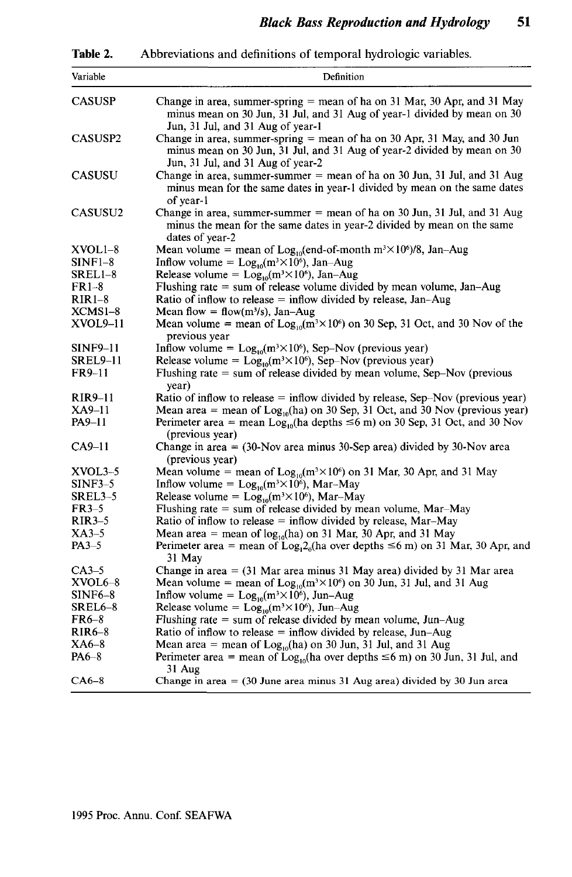**Table 2.** Abbreviations and definitions of temporal hydrologic variables.

| Variable | Definition |
|---|---|
| CASUSP | Change in area, summer-spring = mean of ha on 31 Mar, 30 Apr, and 31 May minus mean on 30 Jun, 31 Jul, and 31 Aug of year-1 divided by mean on 30 Jun, 31 Jul, and 31 Aug of year-1 |
| CASUSP2 | Change in area, summer-spring = mean of ha on 30 Apr, 31 May, and 30 Jun minus mean on 30 Jun, 31 Jul, and 31 Aug of year-2 divided by mean on 30 Jun, 31 Jul, and 31 Aug of year-2 |
| CASUSU | Change in area, summer-summer = mean of ha on 30 Jun, 31 Jul, and 31 Aug minus mean for the same dates in year-1 divided by mean on the same dates of year-1 |
| CASUSU2 | Change in area, summer-summer = mean of ha on 30 Jun, 31 Jul, and 31 Aug minus the mean for the same dates in year-2 divided by mean on the same dates of year-2 |
| XVOL1–8 | Mean volume = mean of $Log_{10}$(end-of-month $m^3 \times 10^6$)/8, Jan–Aug |
| SINF1–8 | Inflow volume = $Log_{10}(m^3 \times 10^6)$, Jan–Aug |
| SREL1–8 | Release volume = $Log_{10}(m^3 \times 10^6)$, Jan–Aug |
| FR1–8 | Flushing rate = sum of release volume divided by mean volume, Jan–Aug |
| RIR1–8 | Ratio of inflow to release = inflow divided by release, Jan–Aug |
| XCMS1–8 | Mean flow = flow($m^3$/s), Jan–Aug |
| XVOL9–11 | Mean volume = mean of $Log_{10}(m^3 \times 10^6)$ on 30 Sep, 31 Oct, and 30 Nov of the previous year |
| SINF9–11 | Inflow volume = $Log_{10}(m^3 \times 10^6)$, Sep–Nov (previous year) |
| SREL9–11 | Release volume = $Log_{10}(m^3 \times 10^6)$, Sep–Nov (previous year) |
| FR9–11 | Flushing rate = sum of release divided by mean volume, Sep–Nov (previous year) |
| RIR9–11 | Ratio of inflow to release = inflow divided by release, Sep–Nov (previous year) |
| XA9–11 | Mean area = mean of $Log_{10}$(ha) on 30 Sep, 31 Oct, and 30 Nov (previous year) |
| PA9–11 | Perimeter area = mean $Log_{10}$(ha depths ≤6 m) on 30 Sep, 31 Oct, and 30 Nov (previous year) |
| CA9–11 | Change in area = (30-Nov area minus 30-Sep area) divided by 30-Nov area (previous year) |
| XVOL3–5 | Mean volume = mean of $Log_{10}(m^3 \times 10^6)$ on 31 Mar, 30 Apr, and 31 May |
| SINF3–5 | Inflow volume = $Log_{10}(m^3 \times 10^6)$, Mar–May |
| SREL3–5 | Release volume = $Log_{10}(m^3 \times 10^6)$, Mar–May |
| FR3–5 | Flushing rate = sum of release divided by mean volume, Mar–May |
| RIR3–5 | Ratio of inflow to release = inflow divided by release, Mar–May |
| XA3–5 | Mean area = mean of $log_{10}$(ha) on 31 Mar, 30 Apr, and 31 May |
| PA3–5 | Perimeter area = mean of $Log_{1}2_{0}$(ha over depths ≤6 m) on 31 Mar, 30 Apr, and 31 May |
| CA3–5 | Change in area = (31 Mar area minus 31 May area) divided by 31 Mar area |
| XVOL6–8 | Mean volume = mean of $Log_{10}(m^3 \times 10^6)$ on 30 Jun, 31 Jul, and 31 Aug |
| SINF6–8 | Inflow volume = $Log_{10}(m^3 \times 10^6)$, Jun–Aug |
| SREL6–8 | Release volume = $Log_{10}(m^3 \times 10^6)$, Jun–Aug |
| FR6–8 | Flushing rate = sum of release divided by mean volume, Jun–Aug |
| RIR6–8 | Ratio of inflow to release = inflow divided by release, Jun–Aug |
| XA6–8 | Mean area = mean of $Log_{10}$(ha) on 30 Jun, 31 Jul, and 31 Aug |
| PA6–8 | Perimeter area = mean of $Log_{10}$(ha over depths ≤6 m) on 30 Jun, 31 Jul, and 31 Aug |
| CA6–8 | Change in area = (30 June area minus 31 Aug area) divided by 30 Jun area |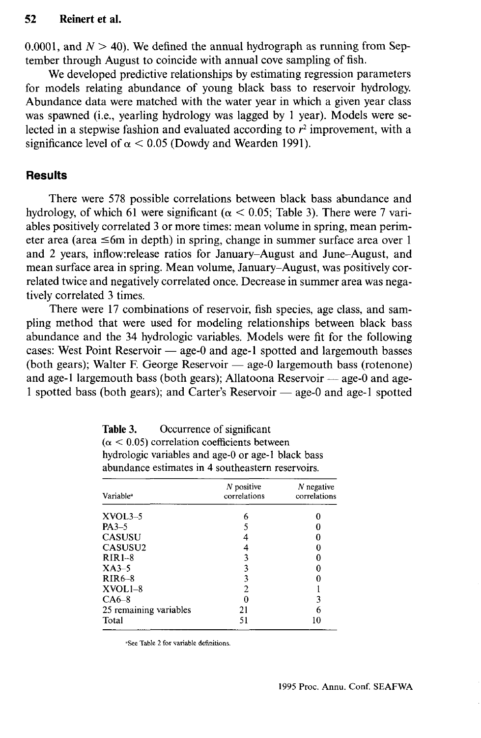0.0001, and $N > 40$). We defined the annual hydrograph as running from September through August to coincide with annual cove sampling of fish.

We developed predictive relationships by estimating regression parameters for models relating abundance of young black bass to reservoir hydrology. Abundance data were matched with the water year in which a given year class was spawned (i.e., yearling hydrology was lagged by 1 year). Models were selected in a stepwise fashion and evaluated according to $r^2$ improvement, with a significance level of $\alpha < 0.05$ (Dowdy and Wearden 1991).

## Results

There were 578 possible correlations between black bass abundance and hydrology, of which 61 were significant ($\alpha < 0.05$; Table 3). There were 7 variables positively correlated 3 or more times: mean volume in spring, mean perimeter area (area $\leq$6m in depth) in spring, change in summer surface area over 1 and 2 years, inflow:release ratios for January–August and June–August, and mean surface area in spring. Mean volume, January–August, was positively correlated twice and negatively correlated once. Decrease in summer area was negatively correlated 3 times.

There were 17 combinations of reservoir, fish species, age class, and sampling method that were used for modeling relationships between black bass abundance and the 34 hydrologic variables. Models were fit for the following cases: West Point Reservoir — age-0 and age-1 spotted and largemouth basses (both gears); Walter F. George Reservoir — age-0 largemouth bass (rotenone) and age-1 largemouth bass (both gears); Allatoona Reservoir — age-0 and age-1 spotted bass (both gears); and Carter's Reservoir — age-0 and age-1 spotted

**Table 3.** Occurrence of significant ($\alpha < 0.05$) correlation coefficients between hydrologic variables and age-0 or age-1 black bass abundance estimates in 4 southeastern reservoirs.

| Variable[a] | N positive correlations | N negative correlations |
|---|---|---|
| XVOL3–5 | 6 | 0 |
| PA3–5 | 5 | 0 |
| CASUSU | 4 | 0 |
| CASUSU2 | 4 | 0 |
| RIR1–8 | 3 | 0 |
| XA3–5 | 3 | 0 |
| RIR6–8 | 3 | 0 |
| XVOL1–8 | 2 | 1 |
| CA6–8 | 0 | 3 |
| 25 remaining variables | 21 | 6 |
| Total | 51 | 10 |

[a]See Table 2 for variable definitions.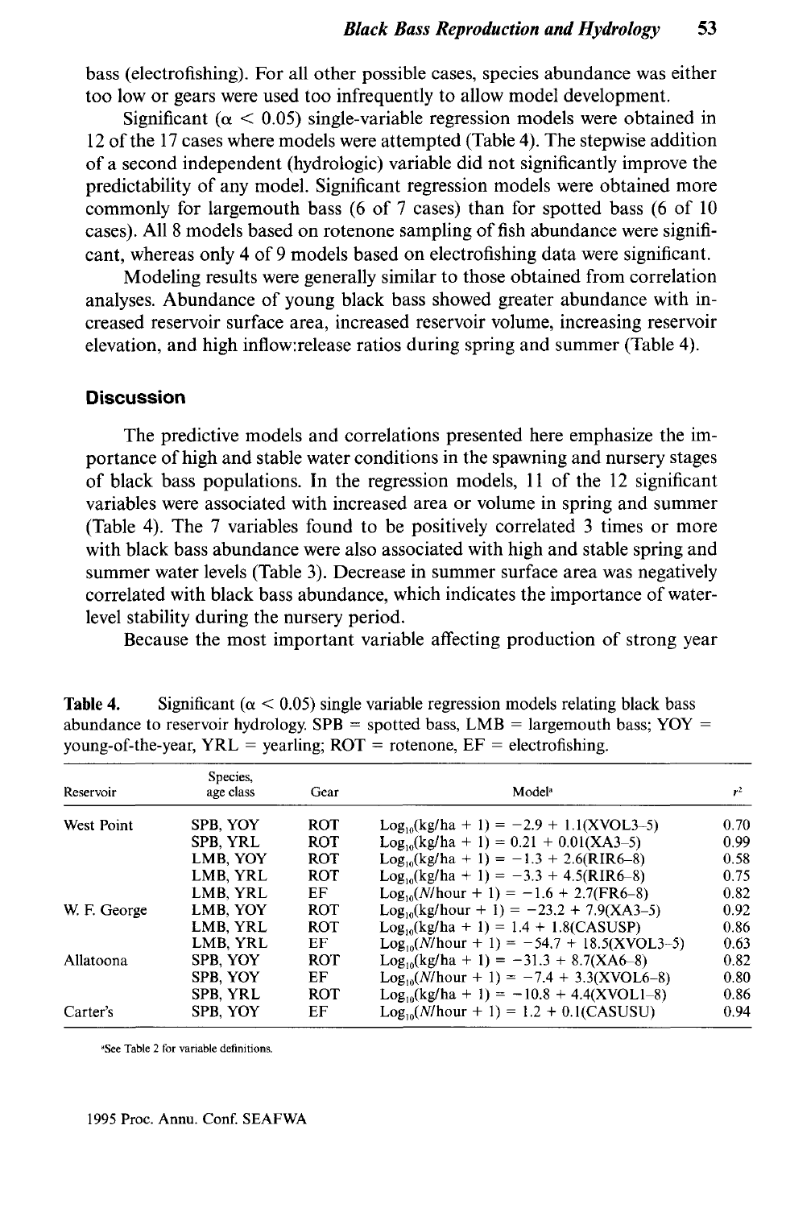bass (electrofishing). For all other possible cases, species abundance was either too low or gears were used too infrequently to allow model development.

Significant ($\alpha < 0.05$) single-variable regression models were obtained in 12 of the 17 cases where models were attempted (Table 4). The stepwise addition of a second independent (hydrologic) variable did not significantly improve the predictability of any model. Significant regression models were obtained more commonly for largemouth bass (6 of 7 cases) than for spotted bass (6 of 10 cases). All 8 models based on rotenone sampling of fish abundance were significant, whereas only 4 of 9 models based on electrofishing data were significant.

Modeling results were generally similar to those obtained from correlation analyses. Abundance of young black bass showed greater abundance with increased reservoir surface area, increased reservoir volume, increasing reservoir elevation, and high inflow:release ratios during spring and summer (Table 4).

## Discussion

The predictive models and correlations presented here emphasize the importance of high and stable water conditions in the spawning and nursery stages of black bass populations. In the regression models, 11 of the 12 significant variables were associated with increased area or volume in spring and summer (Table 4). The 7 variables found to be positively correlated 3 times or more with black bass abundance were also associated with high and stable spring and summer water levels (Table 3). Decrease in summer surface area was negatively correlated with black bass abundance, which indicates the importance of water-level stability during the nursery period.

Because the most important variable affecting production of strong year

**Table 4.** Significant ($\alpha < 0.05$) single variable regression models relating black bass abundance to reservoir hydrology. SPB = spotted bass, LMB = largemouth bass; YOY = young-of-the-year, YRL = yearling; ROT = rotenone, EF = electrofishing.

| Reservoir | Species, age class | Gear | Model[a] | $r^2$ |
|---|---|---|---|---|
| West Point | SPB, YOY | ROT | $\text{Log}_{10}(\text{kg/ha} + 1) = -2.9 + 1.1(\text{XVOL3–5})$ | 0.70 |
| | SPB, YRL | ROT | $\text{Log}_{10}(\text{kg/ha} + 1) = 0.21 + 0.01(\text{XA3–5})$ | 0.99 |
| | LMB, YOY | ROT | $\text{Log}_{10}(\text{kg/ha} + 1) = -1.3 + 2.6(\text{RIR6–8})$ | 0.58 |
| | LMB, YRL | ROT | $\text{Log}_{10}(\text{kg/ha} + 1) = -3.3 + 4.5(\text{RIR6–8})$ | 0.75 |
| | LMB, YRL | EF | $\text{Log}_{10}(N/\text{hour} + 1) = -1.6 + 2.7(\text{FR6–8})$ | 0.82 |
| W. F. George | LMB, YOY | ROT | $\text{Log}_{10}(\text{kg/hour} + 1) = -23.2 + 7.9(\text{XA3–5})$ | 0.92 |
| | LMB, YRL | ROT | $\text{Log}_{10}(\text{kg/ha} + 1) = 1.4 + 1.8(\text{CASUSP})$ | 0.86 |
| | LMB, YRL | EF | $\text{Log}_{10}(N/\text{hour} + 1) = -54.7 + 18.5(\text{XVOL3–5})$ | 0.63 |
| Allatoona | SPB, YOY | ROT | $\text{Log}_{10}(\text{kg/ha} + 1) = -31.3 + 8.7(\text{XA6–8})$ | 0.82 |
| | SPB, YOY | EF | $\text{Log}_{10}(N/\text{hour} + 1) = -7.4 + 3.3(\text{XVOL6–8})$ | 0.80 |
| | SPB, YRL | ROT | $\text{Log}_{10}(\text{kg/ha} + 1) = -10.8 + 4.4(\text{XVOL1–8})$ | 0.86 |
| Carter's | SPB, YOY | EF | $\text{Log}_{10}(N/\text{hour} + 1) = 1.2 + 0.1(\text{CASUSU})$ | 0.94 |

[a]See Table 2 for variable definitions.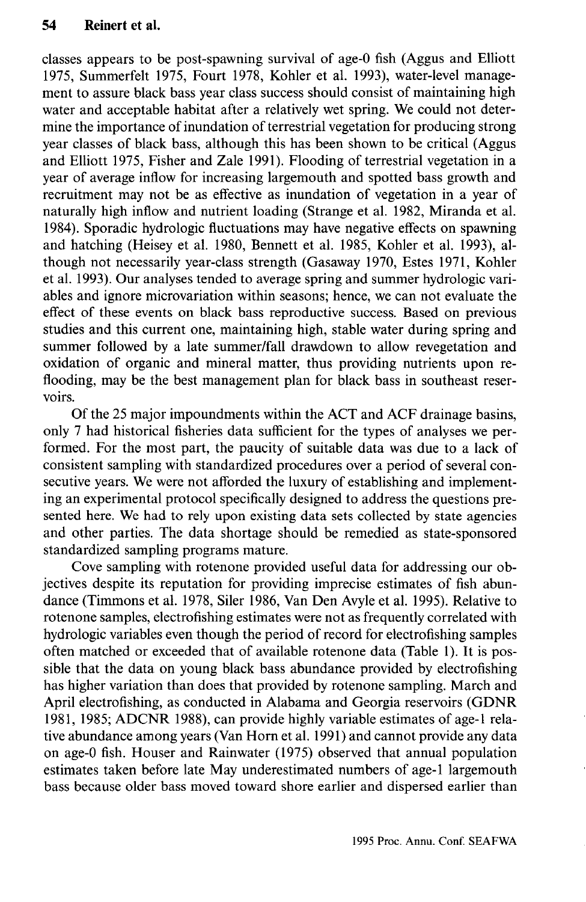classes appears to be post-spawning survival of age-0 fish (Aggus and Elliott 1975, Summerfelt 1975, Fourt 1978, Kohler et al. 1993), water-level management to assure black bass year class success should consist of maintaining high water and acceptable habitat after a relatively wet spring. We could not determine the importance of inundation of terrestrial vegetation for producing strong year classes of black bass, although this has been shown to be critical (Aggus and Elliott 1975, Fisher and Zale 1991). Flooding of terrestrial vegetation in a year of average inflow for increasing largemouth and spotted bass growth and recruitment may not be as effective as inundation of vegetation in a year of naturally high inflow and nutrient loading (Strange et al. 1982, Miranda et al. 1984). Sporadic hydrologic fluctuations may have negative effects on spawning and hatching (Heisey et al. 1980, Bennett et al. 1985, Kohler et al. 1993), although not necessarily year-class strength (Gasaway 1970, Estes 1971, Kohler et al. 1993). Our analyses tended to average spring and summer hydrologic variables and ignore microvariation within seasons; hence, we can not evaluate the effect of these events on black bass reproductive success. Based on previous studies and this current one, maintaining high, stable water during spring and summer followed by a late summer/fall drawdown to allow revegetation and oxidation of organic and mineral matter, thus providing nutrients upon reflooding, may be the best management plan for black bass in southeast reservoirs.

Of the 25 major impoundments within the ACT and ACF drainage basins, only 7 had historical fisheries data sufficient for the types of analyses we performed. For the most part, the paucity of suitable data was due to a lack of consistent sampling with standardized procedures over a period of several consecutive years. We were not afforded the luxury of establishing and implementing an experimental protocol specifically designed to address the questions presented here. We had to rely upon existing data sets collected by state agencies and other parties. The data shortage should be remedied as state-sponsored standardized sampling programs mature.

Cove sampling with rotenone provided useful data for addressing our objectives despite its reputation for providing imprecise estimates of fish abundance (Timmons et al. 1978, Siler 1986, Van Den Avyle et al. 1995). Relative to rotenone samples, electrofishing estimates were not as frequently correlated with hydrologic variables even though the period of record for electrofishing samples often matched or exceeded that of available rotenone data (Table 1). It is possible that the data on young black bass abundance provided by electrofishing has higher variation than does that provided by rotenone sampling. March and April electrofishing, as conducted in Alabama and Georgia reservoirs (GDNR 1981, 1985; ADCNR 1988), can provide highly variable estimates of age-1 relative abundance among years (Van Horn et al. 1991) and cannot provide any data on age-0 fish. Houser and Rainwater (1975) observed that annual population estimates taken before late May underestimated numbers of age-1 largemouth bass because older bass moved toward shore earlier and dispersed earlier than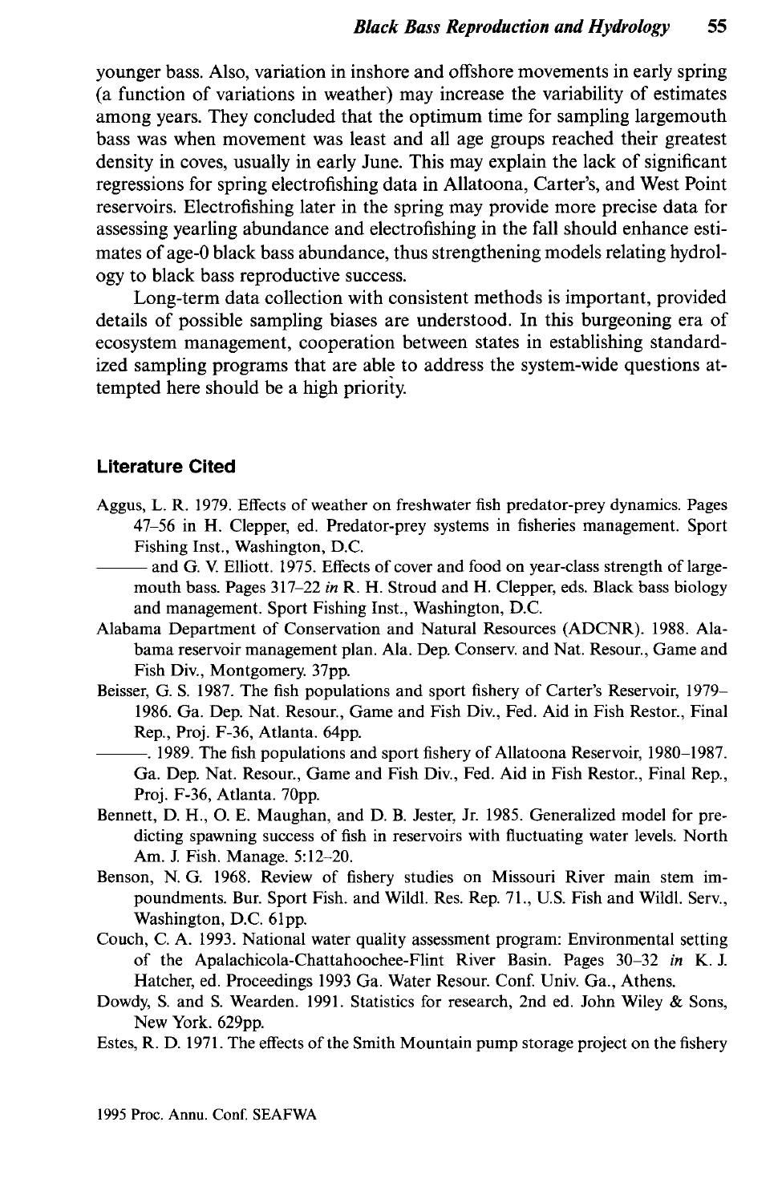younger bass. Also, variation in inshore and offshore movements in early spring (a function of variations in weather) may increase the variability of estimates among years. They concluded that the optimum time for sampling largemouth bass was when movement was least and all age groups reached their greatest density in coves, usually in early June. This may explain the lack of significant regressions for spring electrofishing data in Allatoona, Carter's, and West Point reservoirs. Electrofishing later in the spring may provide more precise data for assessing yearling abundance and electrofishing in the fall should enhance estimates of age-0 black bass abundance, thus strengthening models relating hydrology to black bass reproductive success.

Long-term data collection with consistent methods is important, provided details of possible sampling biases are understood. In this burgeoning era of ecosystem management, cooperation between states in establishing standardized sampling programs that are able to address the system-wide questions attempted here should be a high priority.

## Literature Cited

Aggus, L. R. 1979. Effects of weather on freshwater fish predator-prey dynamics. Pages 47–56 in H. Clepper, ed. Predator-prey systems in fisheries management. Sport Fishing Inst., Washington, D.C.

——— and G. V. Elliott. 1975. Effects of cover and food on year-class strength of largemouth bass. Pages 317–22 *in* R. H. Stroud and H. Clepper, eds. Black bass biology and management. Sport Fishing Inst., Washington, D.C.

Alabama Department of Conservation and Natural Resources (ADCNR). 1988. Alabama reservoir management plan. Ala. Dep. Conserv. and Nat. Resour., Game and Fish Div., Montgomery. 37pp.

Beisser, G. S. 1987. The fish populations and sport fishery of Carter's Reservoir, 1979–1986. Ga. Dep. Nat. Resour., Game and Fish Div., Fed. Aid in Fish Restor., Final Rep., Proj. F-36, Atlanta. 64pp.

———. 1989. The fish populations and sport fishery of Allatoona Reservoir, 1980–1987. Ga. Dep. Nat. Resour., Game and Fish Div., Fed. Aid in Fish Restor., Final Rep., Proj. F-36, Atlanta. 70pp.

Bennett, D. H., O. E. Maughan, and D. B. Jester, Jr. 1985. Generalized model for predicting spawning success of fish in reservoirs with fluctuating water levels. North Am. J. Fish. Manage. 5:12–20.

Benson, N. G. 1968. Review of fishery studies on Missouri River main stem impoundments. Bur. Sport Fish. and Wildl. Res. Rep. 71., U.S. Fish and Wildl. Serv., Washington, D.C. 61pp.

Couch, C. A. 1993. National water quality assessment program: Environmental setting of the Apalachicola-Chattahoochee-Flint River Basin. Pages 30–32 *in* K. J. Hatcher, ed. Proceedings 1993 Ga. Water Resour. Conf. Univ. Ga., Athens.

Dowdy, S. and S. Wearden. 1991. Statistics for research, 2nd ed. John Wiley & Sons, New York. 629pp.

Estes, R. D. 1971. The effects of the Smith Mountain pump storage project on the fishery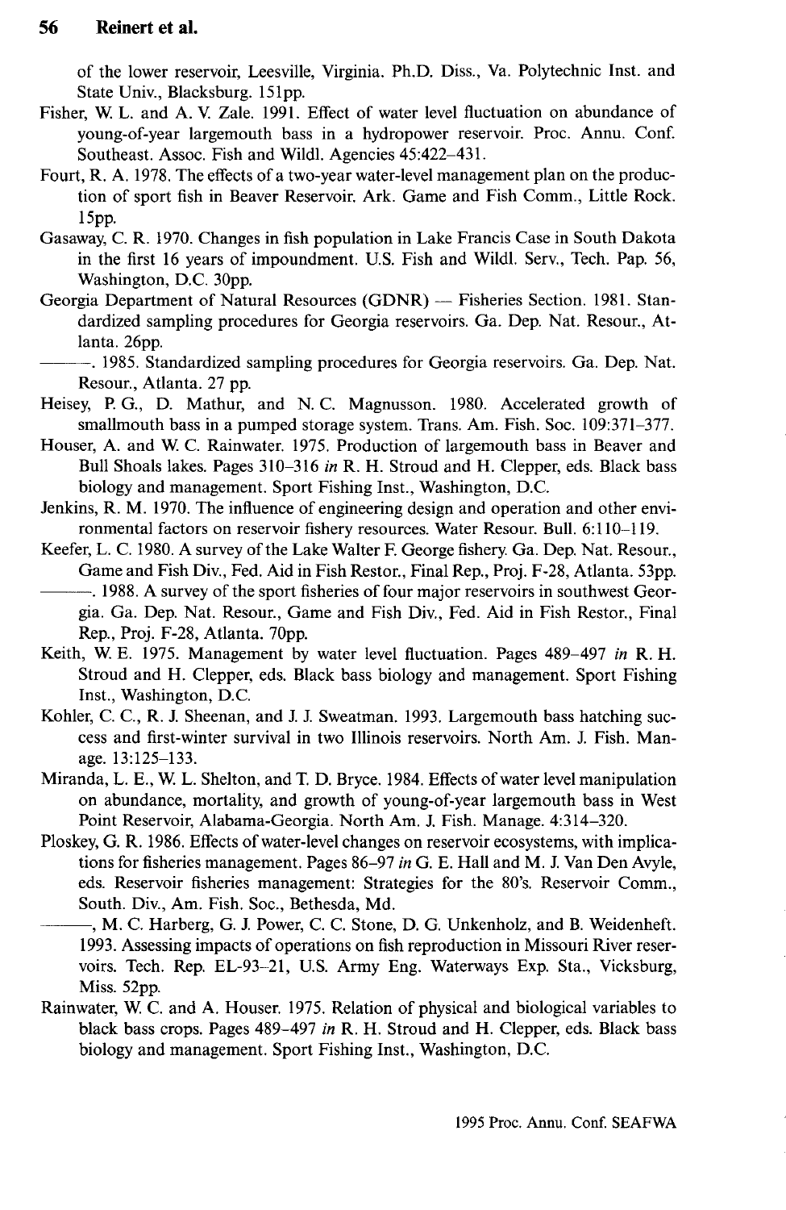of the lower reservoir, Leesville, Virginia. Ph.D. Diss., Va. Polytechnic Inst. and State Univ., Blacksburg. 151pp.

Fisher, W. L. and A. V. Zale. 1991. Effect of water level fluctuation on abundance of young-of-year largemouth bass in a hydropower reservoir. Proc. Annu. Conf. Southeast. Assoc. Fish and Wildl. Agencies 45:422–431.

Fourt, R. A. 1978. The effects of a two-year water-level management plan on the production of sport fish in Beaver Reservoir. Ark. Game and Fish Comm., Little Rock. 15pp.

Gasaway, C. R. 1970. Changes in fish population in Lake Francis Case in South Dakota in the first 16 years of impoundment. U.S. Fish and Wildl. Serv., Tech. Pap. 56, Washington, D.C. 30pp.

Georgia Department of Natural Resources (GDNR) — Fisheries Section. 1981. Standardized sampling procedures for Georgia reservoirs. Ga. Dep. Nat. Resour., Atlanta. 26pp.

———. 1985. Standardized sampling procedures for Georgia reservoirs. Ga. Dep. Nat. Resour., Atlanta. 27 pp.

Heisey, P. G., D. Mathur, and N. C. Magnusson. 1980. Accelerated growth of smallmouth bass in a pumped storage system. Trans. Am. Fish. Soc. 109:371–377.

Houser, A. and W. C. Rainwater. 1975. Production of largemouth bass in Beaver and Bull Shoals lakes. Pages 310–316 *in* R. H. Stroud and H. Clepper, eds. Black bass biology and management. Sport Fishing Inst., Washington, D.C.

Jenkins, R. M. 1970. The influence of engineering design and operation and other environmental factors on reservoir fishery resources. Water Resour. Bull. 6:110–119.

Keefer, L. C. 1980. A survey of the Lake Walter F. George fishery. Ga. Dep. Nat. Resour., Game and Fish Div., Fed. Aid in Fish Restor., Final Rep., Proj. F-28, Atlanta. 53pp.

———. 1988. A survey of the sport fisheries of four major reservoirs in southwest Georgia. Ga. Dep. Nat. Resour., Game and Fish Div., Fed. Aid in Fish Restor., Final Rep., Proj. F-28, Atlanta. 70pp.

Keith, W. E. 1975. Management by water level fluctuation. Pages 489–497 *in* R. H. Stroud and H. Clepper, eds. Black bass biology and management. Sport Fishing Inst., Washington, D.C.

Kohler, C. C., R. J. Sheenan, and J. J. Sweatman. 1993. Largemouth bass hatching success and first-winter survival in two Illinois reservoirs. North Am. J. Fish. Manage. 13:125–133.

Miranda, L. E., W. L. Shelton, and T. D. Bryce. 1984. Effects of water level manipulation on abundance, mortality, and growth of young-of-year largemouth bass in West Point Reservoir, Alabama-Georgia. North Am. J. Fish. Manage. 4:314–320.

Ploskey, G. R. 1986. Effects of water-level changes on reservoir ecosystems, with implications for fisheries management. Pages 86–97 *in* G. E. Hall and M. J. Van Den Avyle, eds. Reservoir fisheries management: Strategies for the 80's. Reservoir Comm., South. Div., Am. Fish. Soc., Bethesda, Md.

———, M. C. Harberg, G. J. Power, C. C. Stone, D. G. Unkenholz, and B. Weidenheft. 1993. Assessing impacts of operations on fish reproduction in Missouri River reservoirs. Tech. Rep. EL-93-21, U.S. Army Eng. Waterways Exp. Sta., Vicksburg, Miss. 52pp.

Rainwater, W. C. and A. Houser. 1975. Relation of physical and biological variables to black bass crops. Pages 489–497 *in* R. H. Stroud and H. Clepper, eds. Black bass biology and management. Sport Fishing Inst., Washington, D.C.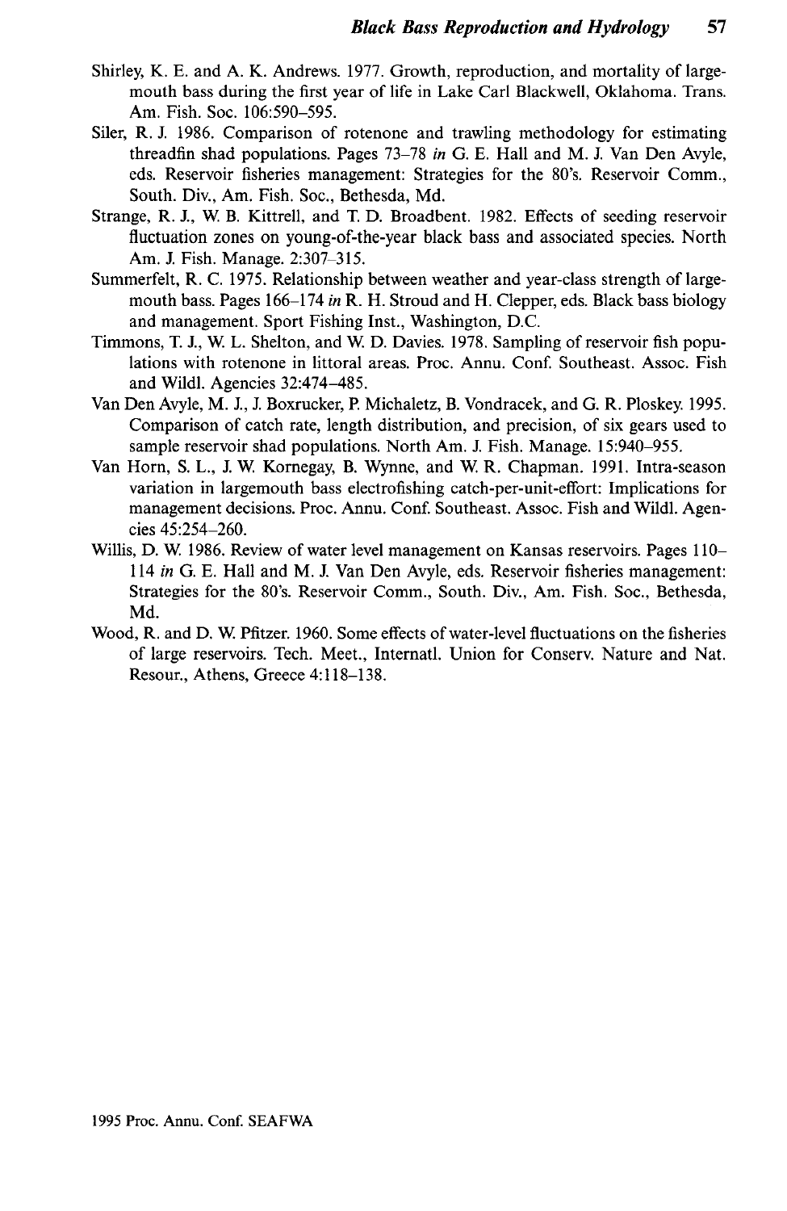Shirley, K. E. and A. K. Andrews. 1977. Growth, reproduction, and mortality of largemouth bass during the first year of life in Lake Carl Blackwell, Oklahoma. Trans. Am. Fish. Soc. 106:590–595.

Siler, R. J. 1986. Comparison of rotenone and trawling methodology for estimating threadfin shad populations. Pages 73–78 *in* G. E. Hall and M. J. Van Den Avyle, eds. Reservoir fisheries management: Strategies for the 80's. Reservoir Comm., South. Div., Am. Fish. Soc., Bethesda, Md.

Strange, R. J., W. B. Kittrell, and T. D. Broadbent. 1982. Effects of seeding reservoir fluctuation zones on young-of-the-year black bass and associated species. North Am. J. Fish. Manage. 2:307–315.

Summerfelt, R. C. 1975. Relationship between weather and year-class strength of largemouth bass. Pages 166–174 *in* R. H. Stroud and H. Clepper, eds. Black bass biology and management. Sport Fishing Inst., Washington, D.C.

Timmons, T. J., W. L. Shelton, and W. D. Davies. 1978. Sampling of reservoir fish populations with rotenone in littoral areas. Proc. Annu. Conf. Southeast. Assoc. Fish and Wildl. Agencies 32:474–485.

Van Den Avyle, M. J., J. Boxrucker, P. Michaletz, B. Vondracek, and G. R. Ploskey. 1995. Comparison of catch rate, length distribution, and precision, of six gears used to sample reservoir shad populations. North Am. J. Fish. Manage. 15:940–955.

Van Horn, S. L., J. W. Kornegay, B. Wynne, and W. R. Chapman. 1991. Intra-season variation in largemouth bass electrofishing catch-per-unit-effort: Implications for management decisions. Proc. Annu. Conf. Southeast. Assoc. Fish and Wildl. Agencies 45:254–260.

Willis, D. W. 1986. Review of water level management on Kansas reservoirs. Pages 110–114 *in* G. E. Hall and M. J. Van Den Avyle, eds. Reservoir fisheries management: Strategies for the 80's. Reservoir Comm., South. Div., Am. Fish. Soc., Bethesda, Md.

Wood, R. and D. W. Pfitzer. 1960. Some effects of water-level fluctuations on the fisheries of large reservoirs. Tech. Meet., Internatl. Union for Conserv. Nature and Nat. Resour., Athens, Greece 4:118–138.